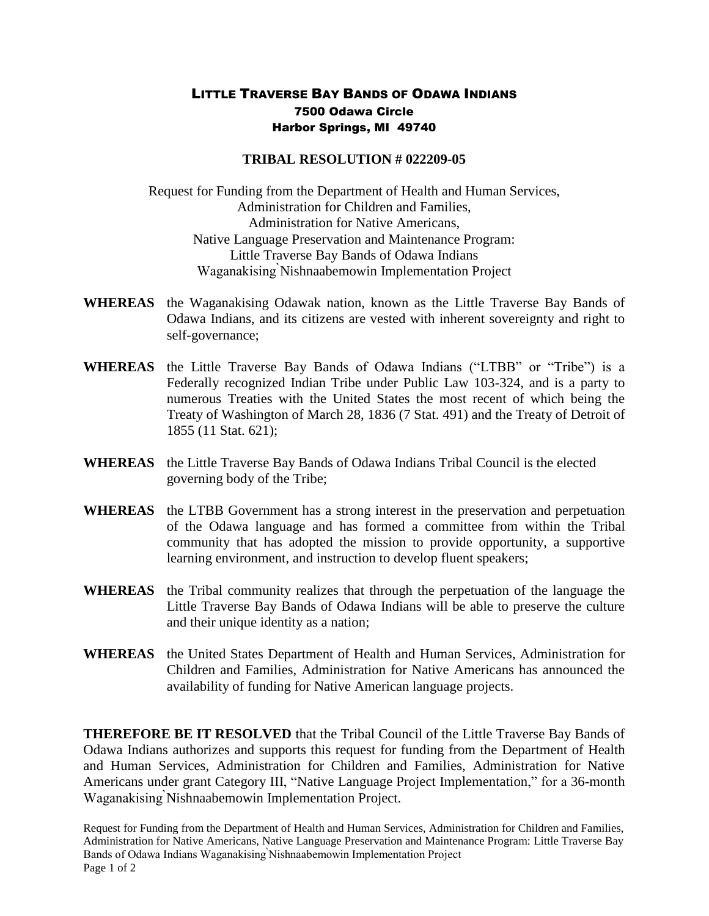# LITTLE TRAVERSE BAY BANDS OF ODAWA INDIANS

**7500 Odawa Circle**
**Harbor Springs, MI 49740**

## TRIBAL RESOLUTION # 022209-05

Request for Funding from the Department of Health and Human Services,
Administration for Children and Families,
Administration for Native Americans,
Native Language Preservation and Maintenance Program:
Little Traverse Bay Bands of Odawa Indians
Waganakising`Nishnaabemowin Implementation Project

**WHEREAS** the Waganakising Odawak nation, known as the Little Traverse Bay Bands of Odawa Indians, and its citizens are vested with inherent sovereignty and right to self-governance;

**WHEREAS** the Little Traverse Bay Bands of Odawa Indians ("LTBB" or "Tribe") is a Federally recognized Indian Tribe under Public Law 103-324, and is a party to numerous Treaties with the United States the most recent of which being the Treaty of Washington of March 28, 1836 (7 Stat. 491) and the Treaty of Detroit of 1855 (11 Stat. 621);

**WHEREAS** the Little Traverse Bay Bands of Odawa Indians Tribal Council is the elected governing body of the Tribe;

**WHEREAS** the LTBB Government has a strong interest in the preservation and perpetuation of the Odawa language and has formed a committee from within the Tribal community that has adopted the mission to provide opportunity, a supportive learning environment, and instruction to develop fluent speakers;

**WHEREAS** the Tribal community realizes that through the perpetuation of the language the Little Traverse Bay Bands of Odawa Indians will be able to preserve the culture and their unique identity as a nation;

**WHEREAS** the United States Department of Health and Human Services, Administration for Children and Families, Administration for Native Americans has announced the availability of funding for Native American language projects.

**THEREFORE BE IT RESOLVED** that the Tribal Council of the Little Traverse Bay Bands of Odawa Indians authorizes and supports this request for funding from the Department of Health and Human Services, Administration for Children and Families, Administration for Native Americans under grant Category III, "Native Language Project Implementation," for a 36-month Waganakising`Nishnaabemowin Implementation Project.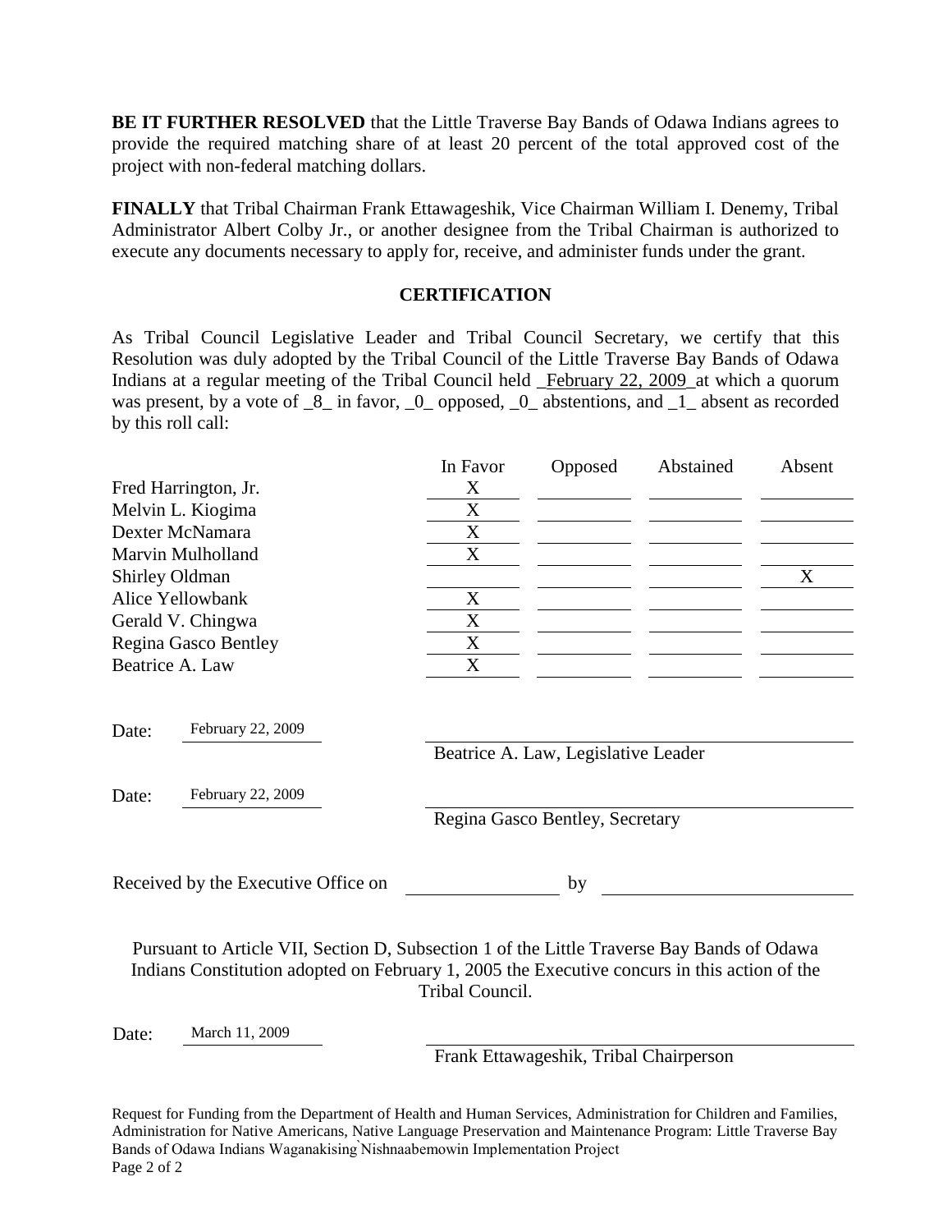**BE IT FURTHER RESOLVED** that the Little Traverse Bay Bands of Odawa Indians agrees to provide the required matching share of at least 20 percent of the total approved cost of the project with non-federal matching dollars.

**FINALLY** that Tribal Chairman Frank Ettawageshik, Vice Chairman William I. Denemy, Tribal Administrator Albert Colby Jr., or another designee from the Tribal Chairman is authorized to execute any documents necessary to apply for, receive, and administer funds under the grant.

## CERTIFICATION

As Tribal Council Legislative Leader and Tribal Council Secretary, we certify that this Resolution was duly adopted by the Tribal Council of the Little Traverse Bay Bands of Odawa Indians at a regular meeting of the Tribal Council held _February 22, 2009_ at which a quorum was present, by a vote of _8_ in favor, _0_ opposed, _0_ abstentions, and _1_ absent as recorded by this roll call:

| | In Favor | Opposed | Abstained | Absent |
|---|---|---|---|---|
| Fred Harrington, Jr. | X | | | |
| Melvin L. Kiogima | X | | | |
| Dexter McNamara | X | | | |
| Marvin Mulholland | X | | | |
| Shirley Oldman | | | | X |
| Alice Yellowbank | X | | | |
| Gerald V. Chingwa | X | | | |
| Regina Gasco Bentley | X | | | |
| Beatrice A. Law | X | | | |

Date: February 22, 2009

Beatrice A. Law, Legislative Leader

Date: February 22, 2009

Regina Gasco Bentley, Secretary

Received by the Executive Office on ____________ by ____________________

Pursuant to Article VII, Section D, Subsection 1 of the Little Traverse Bay Bands of Odawa Indians Constitution adopted on February 1, 2005 the Executive concurs in this action of the Tribal Council.

Date: March 11, 2009

Frank Ettawageshik, Tribal Chairperson

Request for Funding from the Department of Health and Human Services, Administration for Children and Families, Administration for Native Americans, Native Language Preservation and Maintenance Program: Little Traverse Bay Bands of Odawa Indians Waganakising Nishnaabemowin Implementation Project